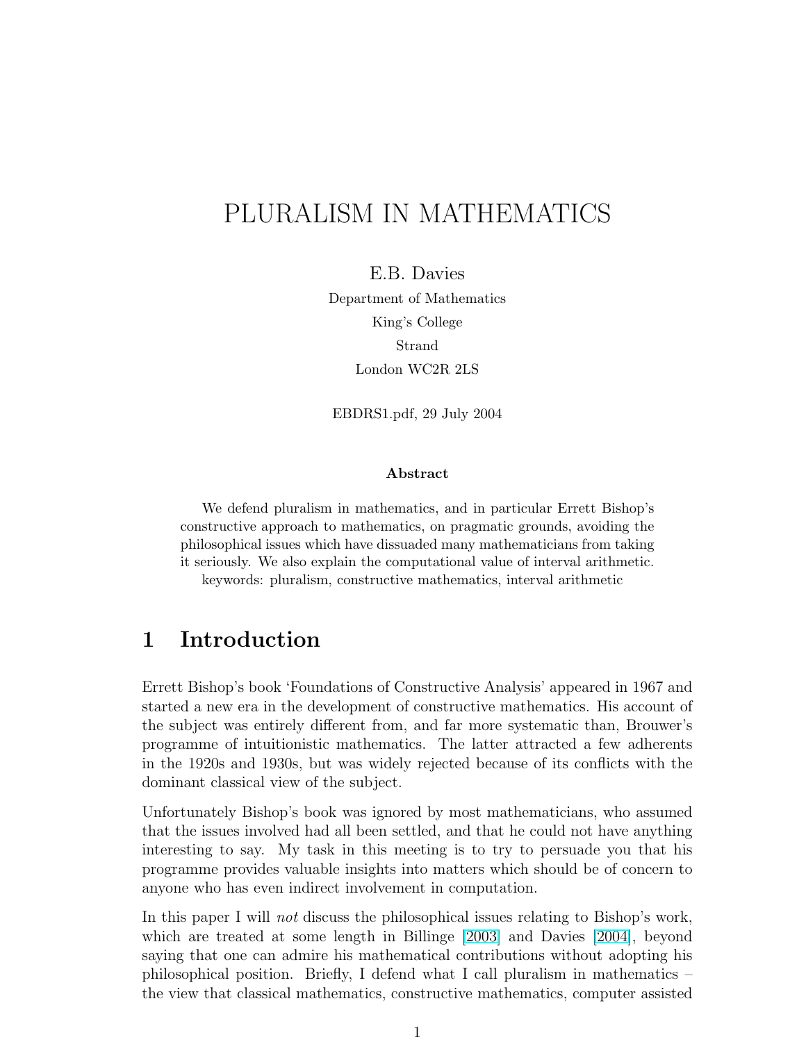# PLURALISM IN MATHEMATICS

E.B. Davies

Department of Mathematics

King's College

Strand

London WC2R 2LS

EBDRS1.pdf, 29 July 2004

**Abstract**

We defend pluralism in mathematics, and in particular Errett Bishop's constructive approach to mathematics, on pragmatic grounds, avoiding the philosophical issues which have dissuaded many mathematicians from taking it seriously. We also explain the computational value of interval arithmetic.

keywords: pluralism, constructive mathematics, interval arithmetic

## 1 Introduction

Errett Bishop's book 'Foundations of Constructive Analysis' appeared in 1967 and started a new era in the development of constructive mathematics. His account of the subject was entirely different from, and far more systematic than, Brouwer's programme of intuitionistic mathematics. The latter attracted a few adherents in the 1920s and 1930s, but was widely rejected because of its conflicts with the dominant classical view of the subject.

Unfortunately Bishop's book was ignored by most mathematicians, who assumed that the issues involved had all been settled, and that he could not have anything interesting to say. My task in this meeting is to try to persuade you that his programme provides valuable insights into matters which should be of concern to anyone who has even indirect involvement in computation.

In this paper I will *not* discuss the philosophical issues relating to Bishop's work, which are treated at some length in Billinge [2003] and Davies [2004], beyond saying that one can admire his mathematical contributions without adopting his philosophical position. Briefly, I defend what I call pluralism in mathematics – the view that classical mathematics, constructive mathematics, computer assisted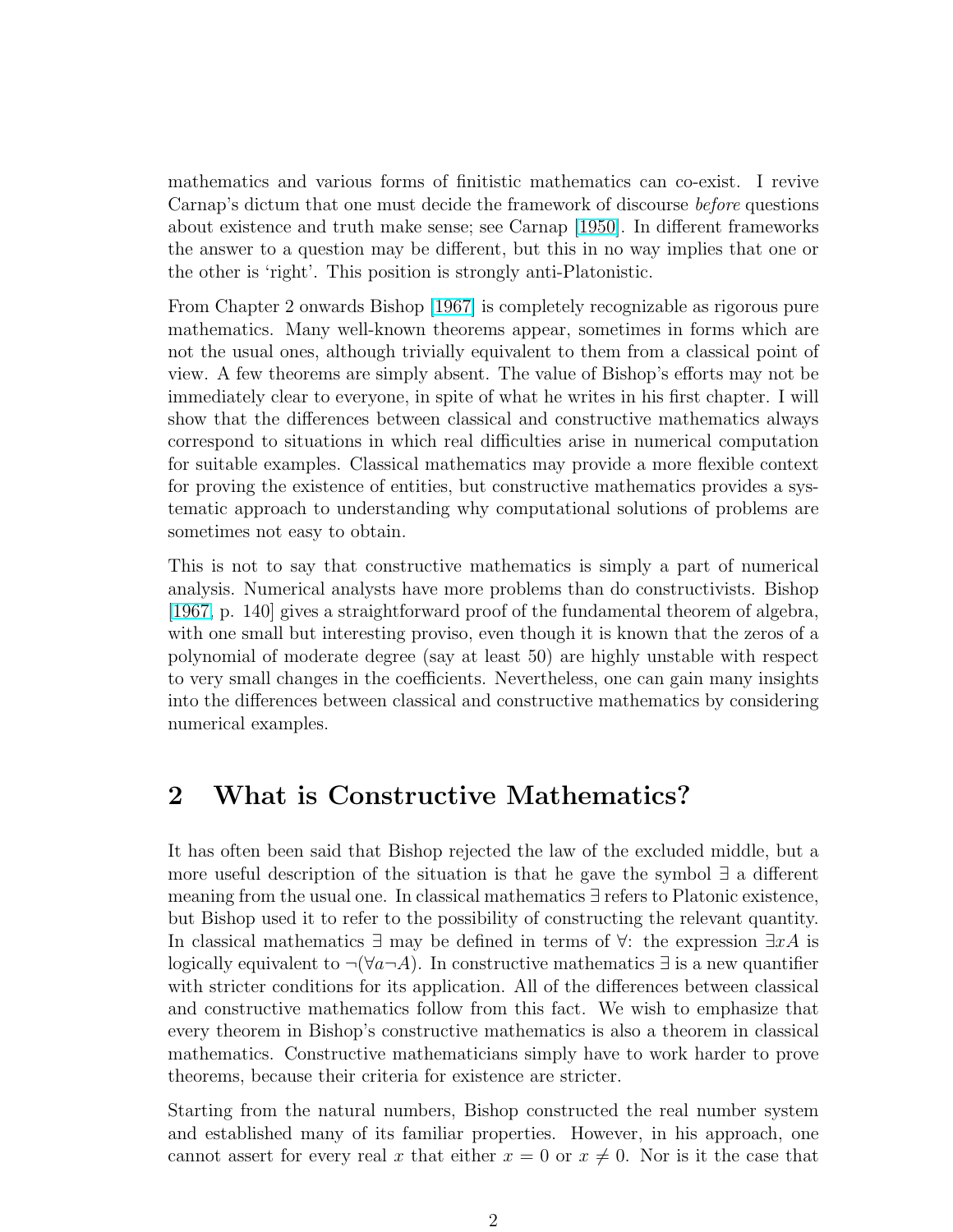mathematics and various forms of finitistic mathematics can co-exist. I revive Carnap's dictum that one must decide the framework of discourse *before* questions about existence and truth make sense; see Carnap [1950]. In different frameworks the answer to a question may be different, but this in no way implies that one or the other is 'right'. This position is strongly anti-Platonistic.

From Chapter 2 onwards Bishop [1967] is completely recognizable as rigorous pure mathematics. Many well-known theorems appear, sometimes in forms which are not the usual ones, although trivially equivalent to them from a classical point of view. A few theorems are simply absent. The value of Bishop's efforts may not be immediately clear to everyone, in spite of what he writes in his first chapter. I will show that the differences between classical and constructive mathematics always correspond to situations in which real difficulties arise in numerical computation for suitable examples. Classical mathematics may provide a more flexible context for proving the existence of entities, but constructive mathematics provides a systematic approach to understanding why computational solutions of problems are sometimes not easy to obtain.

This is not to say that constructive mathematics is simply a part of numerical analysis. Numerical analysts have more problems than do constructivists. Bishop [1967, p. 140] gives a straightforward proof of the fundamental theorem of algebra, with one small but interesting proviso, even though it is known that the zeros of a polynomial of moderate degree (say at least 50) are highly unstable with respect to very small changes in the coefficients. Nevertheless, one can gain many insights into the differences between classical and constructive mathematics by considering numerical examples.

## 2 What is Constructive Mathematics?

It has often been said that Bishop rejected the law of the excluded middle, but a more useful description of the situation is that he gave the symbol $\exists$ a different meaning from the usual one. In classical mathematics $\exists$ refers to Platonic existence, but Bishop used it to refer to the possibility of constructing the relevant quantity. In classical mathematics $\exists$ may be defined in terms of $\forall$: the expression $\exists x A$ is logically equivalent to $\neg(\forall a \neg A)$. In constructive mathematics $\exists$ is a new quantifier with stricter conditions for its application. All of the differences between classical and constructive mathematics follow from this fact. We wish to emphasize that every theorem in Bishop's constructive mathematics is also a theorem in classical mathematics. Constructive mathematicians simply have to work harder to prove theorems, because their criteria for existence are stricter.

Starting from the natural numbers, Bishop constructed the real number system and established many of its familiar properties. However, in his approach, one cannot assert for every real $x$ that either $x = 0$ or $x \neq 0$. Nor is it the case that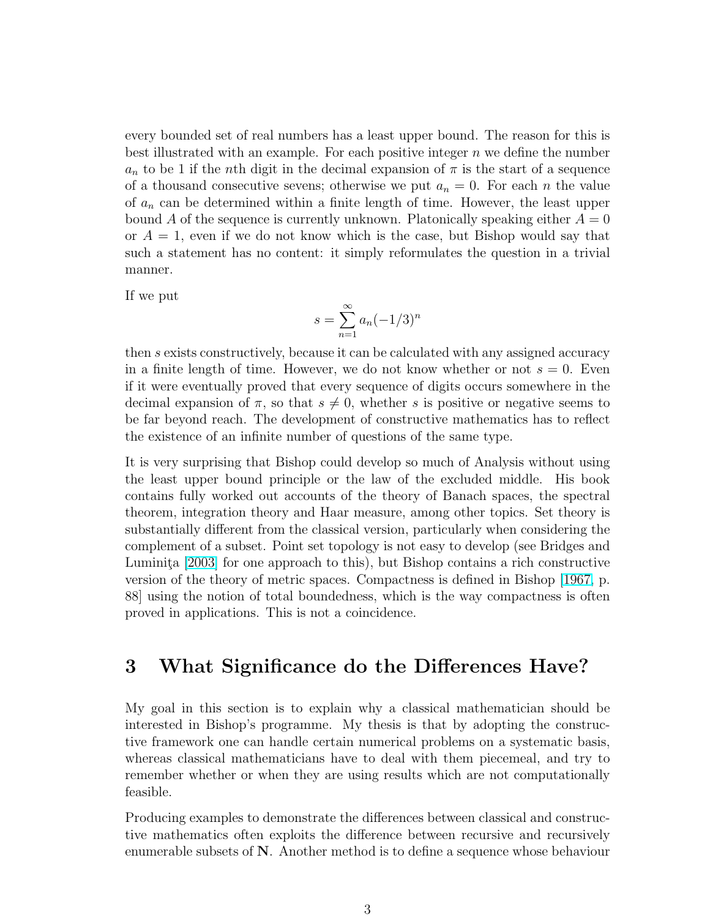every bounded set of real numbers has a least upper bound. The reason for this is best illustrated with an example. For each positive integer $n$ we define the number $a_n$ to be 1 if the $n$th digit in the decimal expansion of $\pi$ is the start of a sequence of a thousand consecutive sevens; otherwise we put $a_n = 0$. For each $n$ the value of $a_n$ can be determined within a finite length of time. However, the least upper bound $A$ of the sequence is currently unknown. Platonically speaking either $A = 0$ or $A = 1$, even if we do not know which is the case, but Bishop would say that such a statement has no content: it simply reformulates the question in a trivial manner.

If we put

$$s = \sum_{n=1}^{\infty} a_n (-1/3)^n$$

then $s$ exists constructively, because it can be calculated with any assigned accuracy in a finite length of time. However, we do not know whether or not $s = 0$. Even if it were eventually proved that every sequence of digits occurs somewhere in the decimal expansion of $\pi$, so that $s \neq 0$, whether $s$ is positive or negative seems to be far beyond reach. The development of constructive mathematics has to reflect the existence of an infinite number of questions of the same type.

It is very surprising that Bishop could develop so much of Analysis without using the least upper bound principle or the law of the excluded middle. His book contains fully worked out accounts of the theory of Banach spaces, the spectral theorem, integration theory and Haar measure, among other topics. Set theory is substantially different from the classical version, particularly when considering the complement of a subset. Point set topology is not easy to develop (see Bridges and Luminiţa [2003] for one approach to this), but Bishop contains a rich constructive version of the theory of metric spaces. Compactness is defined in Bishop [1967, p. 88] using the notion of total boundedness, which is the way compactness is often proved in applications. This is not a coincidence.

## 3 What Significance do the Differences Have?

My goal in this section is to explain why a classical mathematician should be interested in Bishop's programme. My thesis is that by adopting the constructive framework one can handle certain numerical problems on a systematic basis, whereas classical mathematicians have to deal with them piecemeal, and try to remember whether or when they are using results which are not computationally feasible.

Producing examples to demonstrate the differences between classical and constructive mathematics often exploits the difference between recursive and recursively enumerable subsets of $\mathbf{N}$. Another method is to define a sequence whose behaviour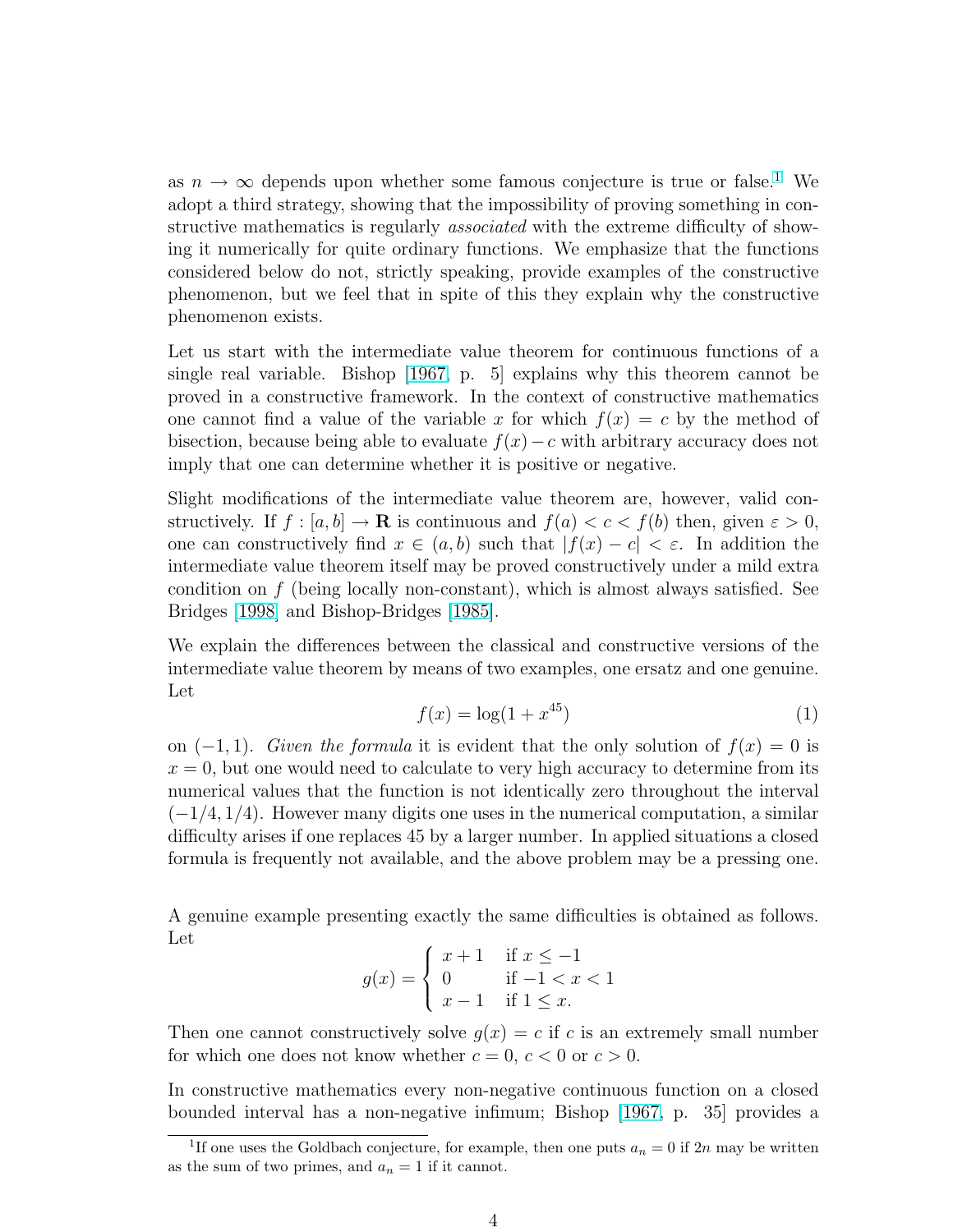as $n \to \infty$ depends upon whether some famous conjecture is true or false.[1] We adopt a third strategy, showing that the impossibility of proving something in constructive mathematics is regularly *associated* with the extreme difficulty of showing it numerically for quite ordinary functions. We emphasize that the functions considered below do not, strictly speaking, provide examples of the constructive phenomenon, but we feel that in spite of this they explain why the constructive phenomenon exists.

Let us start with the intermediate value theorem for continuous functions of a single real variable. Bishop [1967, p. 5] explains why this theorem cannot be proved in a constructive framework. In the context of constructive mathematics one cannot find a value of the variable $x$ for which $f(x) = c$ by the method of bisection, because being able to evaluate $f(x) - c$ with arbitrary accuracy does not imply that one can determine whether it is positive or negative.

Slight modifications of the intermediate value theorem are, however, valid constructively. If $f : [a, b] \to \mathbf{R}$ is continuous and $f(a) < c < f(b)$ then, given $\varepsilon > 0$, one can constructively find $x \in (a, b)$ such that $|f(x) - c| < \varepsilon$. In addition the intermediate value theorem itself may be proved constructively under a mild extra condition on $f$ (being locally non-constant), which is almost always satisfied. See Bridges [1998] and Bishop-Bridges [1985].

We explain the differences between the classical and constructive versions of the intermediate value theorem by means of two examples, one ersatz and one genuine. Let

$$f(x) = \log(1 + x^{45}) \tag{1}$$

on $(-1, 1)$. *Given the formula* it is evident that the only solution of $f(x) = 0$ is $x = 0$, but one would need to calculate to very high accuracy to determine from its numerical values that the function is not identically zero throughout the interval $(-1/4, 1/4)$. However many digits one uses in the numerical computation, a similar difficulty arises if one replaces 45 by a larger number. In applied situations a closed formula is frequently not available, and the above problem may be a pressing one.

A genuine example presenting exactly the same difficulties is obtained as follows. Let

$$g(x) = \begin{cases} x + 1 & \text{if } x \leq -1 \\ 0 & \text{if } -1 < x < 1 \\ x - 1 & \text{if } 1 \leq x. \end{cases}$$

Then one cannot constructively solve $g(x) = c$ if $c$ is an extremely small number for which one does not know whether $c = 0$, $c < 0$ or $c > 0$.

In constructive mathematics every non-negative continuous function on a closed bounded interval has a non-negative infimum; Bishop [1967, p. 35] provides a

[1] If one uses the Goldbach conjecture, for example, then one puts $a_n = 0$ if $2n$ may be written as the sum of two primes, and $a_n = 1$ if it cannot.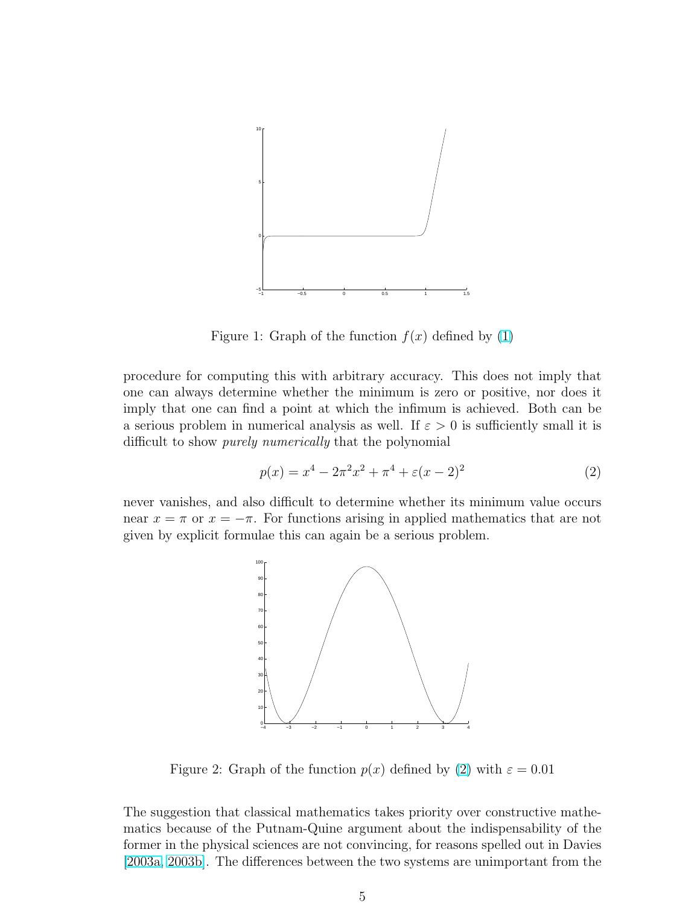Figure 1: Graph of the function $f(x)$ defined by (1)

procedure for computing this with arbitrary accuracy. This does not imply that one can always determine whether the minimum is zero or positive, nor does it imply that one can find a point at which the infimum is achieved. Both can be a serious problem in numerical analysis as well. If $\varepsilon > 0$ is sufficiently small it is difficult to show *purely numerically* that the polynomial

$$p(x) = x^4 - 2\pi^2 x^2 + \pi^4 + \varepsilon(x-2)^2 \tag{2}$$

never vanishes, and also difficult to determine whether its minimum value occurs near $x = \pi$ or $x = -\pi$. For functions arising in applied mathematics that are not given by explicit formulae this can again be a serious problem.

Figure 2: Graph of the function $p(x)$ defined by (2) with $\varepsilon = 0.01$

The suggestion that classical mathematics takes priority over constructive mathematics because of the Putnam-Quine argument about the indispensability of the former in the physical sciences are not convincing, for reasons spelled out in Davies [2003a, 2003b]. The differences between the two systems are unimportant from the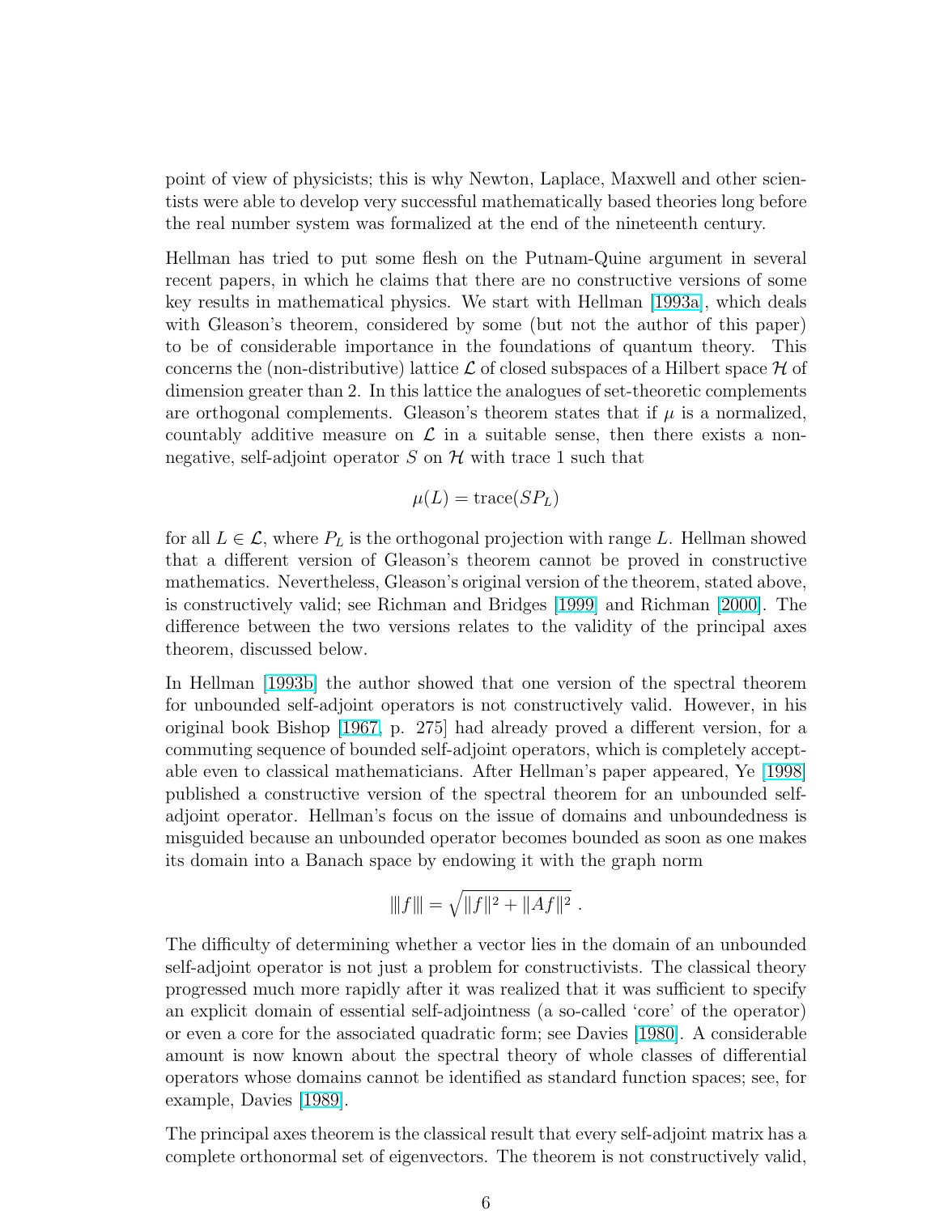point of view of physicists; this is why Newton, Laplace, Maxwell and other scientists were able to develop very successful mathematically based theories long before the real number system was formalized at the end of the nineteenth century.

Hellman has tried to put some flesh on the Putnam-Quine argument in several recent papers, in which he claims that there are no constructive versions of some key results in mathematical physics. We start with Hellman [1993a], which deals with Gleason's theorem, considered by some (but not the author of this paper) to be of considerable importance in the foundations of quantum theory. This concerns the (non-distributive) lattice $\mathcal{L}$ of closed subspaces of a Hilbert space $\mathcal{H}$ of dimension greater than 2. In this lattice the analogues of set-theoretic complements are orthogonal complements. Gleason's theorem states that if $\mu$ is a normalized, countably additive measure on $\mathcal{L}$ in a suitable sense, then there exists a non-negative, self-adjoint operator $S$ on $\mathcal{H}$ with trace 1 such that

$$\mu(L) = \mathrm{trace}(SP_L)$$

for all $L \in \mathcal{L}$, where $P_L$ is the orthogonal projection with range $L$. Hellman showed that a different version of Gleason's theorem cannot be proved in constructive mathematics. Nevertheless, Gleason's original version of the theorem, stated above, is constructively valid; see Richman and Bridges [1999] and Richman [2000]. The difference between the two versions relates to the validity of the principal axes theorem, discussed below.

In Hellman [1993b] the author showed that one version of the spectral theorem for unbounded self-adjoint operators is not constructively valid. However, in his original book Bishop [1967, p. 275] had already proved a different version, for a commuting sequence of bounded self-adjoint operators, which is completely acceptable even to classical mathematicians. After Hellman's paper appeared, Ye [1998] published a constructive version of the spectral theorem for an unbounded self-adjoint operator. Hellman's focus on the issue of domains and unboundedness is misguided because an unbounded operator becomes bounded as soon as one makes its domain into a Banach space by endowing it with the graph norm

$$|||f||| = \sqrt{\|f\|^2 + \|Af\|^2}\ .$$

The difficulty of determining whether a vector lies in the domain of an unbounded self-adjoint operator is not just a problem for constructivists. The classical theory progressed much more rapidly after it was realized that it was sufficient to specify an explicit domain of essential self-adjointness (a so-called 'core' of the operator) or even a core for the associated quadratic form; see Davies [1980]. A considerable amount is now known about the spectral theory of whole classes of differential operators whose domains cannot be identified as standard function spaces; see, for example, Davies [1989].

The principal axes theorem is the classical result that every self-adjoint matrix has a complete orthonormal set of eigenvectors. The theorem is not constructively valid,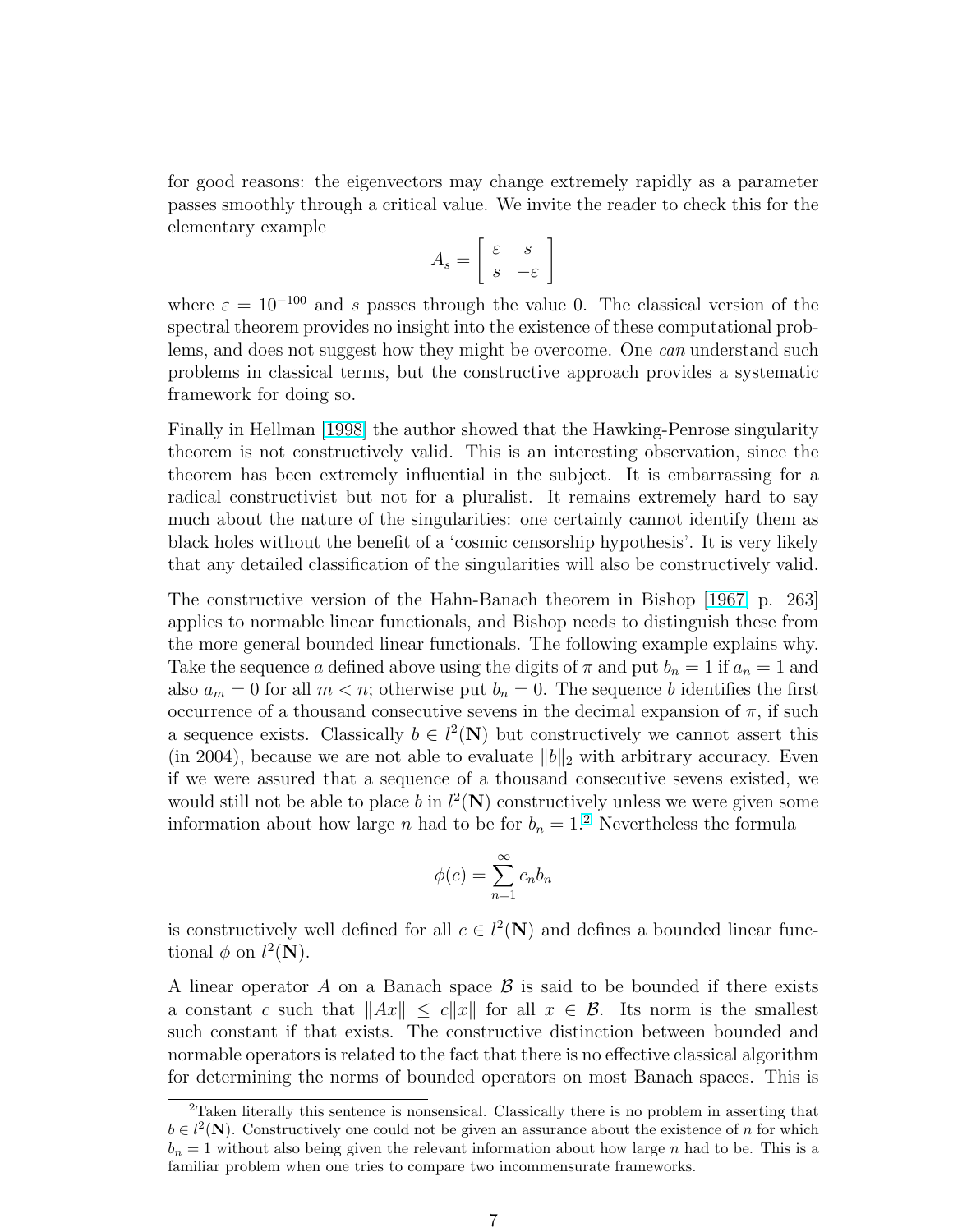for good reasons: the eigenvectors may change extremely rapidly as a parameter passes smoothly through a critical value. We invite the reader to check this for the elementary example

$$A_s = \begin{bmatrix} \varepsilon & s \\ s & -\varepsilon \end{bmatrix}$$

where $\varepsilon = 10^{-100}$ and $s$ passes through the value 0. The classical version of the spectral theorem provides no insight into the existence of these computational problems, and does not suggest how they might be overcome. One *can* understand such problems in classical terms, but the constructive approach provides a systematic framework for doing so.

Finally in Hellman [1998] the author showed that the Hawking-Penrose singularity theorem is not constructively valid. This is an interesting observation, since the theorem has been extremely influential in the subject. It is embarrassing for a radical constructivist but not for a pluralist. It remains extremely hard to say much about the nature of the singularities: one certainly cannot identify them as black holes without the benefit of a 'cosmic censorship hypothesis'. It is very likely that any detailed classification of the singularities will also be constructively valid.

The constructive version of the Hahn-Banach theorem in Bishop [1967, p. 263] applies to normable linear functionals, and Bishop needs to distinguish these from the more general bounded linear functionals. The following example explains why. Take the sequence $a$ defined above using the digits of $\pi$ and put $b_n = 1$ if $a_n = 1$ and also $a_m = 0$ for all $m < n$; otherwise put $b_n = 0$. The sequence $b$ identifies the first occurrence of a thousand consecutive sevens in the decimal expansion of $\pi$, if such a sequence exists. Classically $b \in l^2(\mathbf{N})$ but constructively we cannot assert this (in 2004), because we are not able to evaluate $\|b\|_2$ with arbitrary accuracy. Even if we were assured that a sequence of a thousand consecutive sevens existed, we would still not be able to place $b$ in $l^2(\mathbf{N})$ constructively unless we were given some information about how large $n$ had to be for $b_n = 1$.[2] Nevertheless the formula

$$\phi(c) = \sum_{n=1}^{\infty} c_n b_n$$

is constructively well defined for all $c \in l^2(\mathbf{N})$ and defines a bounded linear functional $\phi$ on $l^2(\mathbf{N})$.

A linear operator $A$ on a Banach space $\mathcal{B}$ is said to be bounded if there exists a constant $c$ such that $\|Ax\| \leq c\|x\|$ for all $x \in \mathcal{B}$. Its norm is the smallest such constant if that exists. The constructive distinction between bounded and normable operators is related to the fact that there is no effective classical algorithm for determining the norms of bounded operators on most Banach spaces. This is

[2] Taken literally this sentence is nonsensical. Classically there is no problem in asserting that $b \in l^2(\mathbf{N})$. Constructively one could not be given an assurance about the existence of $n$ for which $b_n = 1$ without also being given the relevant information about how large $n$ had to be. This is a familiar problem when one tries to compare two incommensurate frameworks.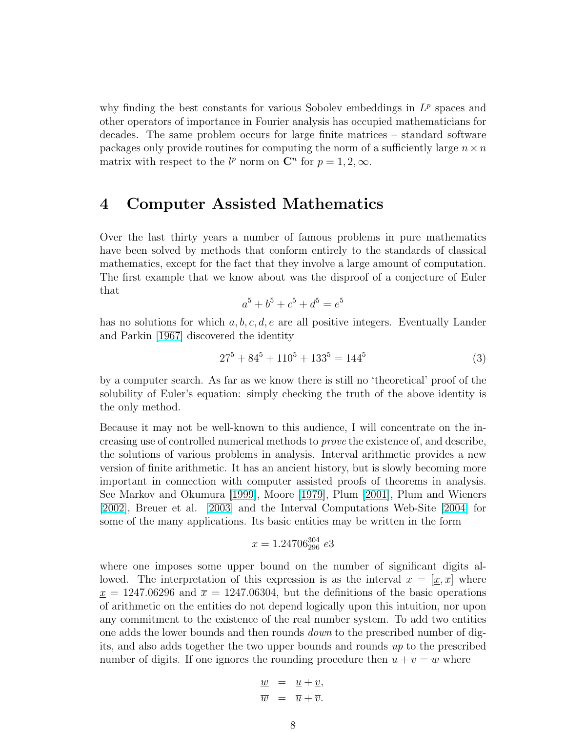why finding the best constants for various Sobolev embeddings in $L^p$ spaces and other operators of importance in Fourier analysis has occupied mathematicians for decades. The same problem occurs for large finite matrices – standard software packages only provide routines for computing the norm of a sufficiently large $n \times n$ matrix with respect to the $l^p$ norm on $\mathbf{C}^n$ for $p = 1, 2, \infty$.

## 4 Computer Assisted Mathematics

Over the last thirty years a number of famous problems in pure mathematics have been solved by methods that conform entirely to the standards of classical mathematics, except for the fact that they involve a large amount of computation. The first example that we know about was the disproof of a conjecture of Euler that

$$a^5 + b^5 + c^5 + d^5 = e^5$$

has no solutions for which $a, b, c, d, e$ are all positive integers. Eventually Lander and Parkin [1967] discovered the identity

$$27^5 + 84^5 + 110^5 + 133^5 = 144^5 \tag{3}$$

by a computer search. As far as we know there is still no 'theoretical' proof of the solubility of Euler's equation: simply checking the truth of the above identity is the only method.

Because it may not be well-known to this audience, I will concentrate on the increasing use of controlled numerical methods to *prove* the existence of, and describe, the solutions of various problems in analysis. Interval arithmetic provides a new version of finite arithmetic. It has an ancient history, but is slowly becoming more important in connection with computer assisted proofs of theorems in analysis. See Markov and Okumura [1999], Moore [1979], Plum [2001], Plum and Wieners [2002], Breuer et al. [2003] and the Interval Computations Web-Site [2004] for some of the many applications. Its basic entities may be written in the form

$$x = 1.24706^{304}_{296}\ e3$$

where one imposes some upper bound on the number of significant digits allowed. The interpretation of this expression is as the interval $x = [\underline{x}, \overline{x}]$ where $\underline{x} = 1247.06296$ and $\overline{x} = 1247.06304$, but the definitions of the basic operations of arithmetic on the entities do not depend logically upon this intuition, nor upon any commitment to the existence of the real number system. To add two entities one adds the lower bounds and then rounds *down* to the prescribed number of digits, and also adds together the two upper bounds and rounds *up* to the prescribed number of digits. If one ignores the rounding procedure then $u + v = w$ where

$$\begin{aligned}
\underline{w} &= \underline{u} + \underline{v}, \\
\overline{w} &= \overline{u} + \overline{v}.
\end{aligned}$$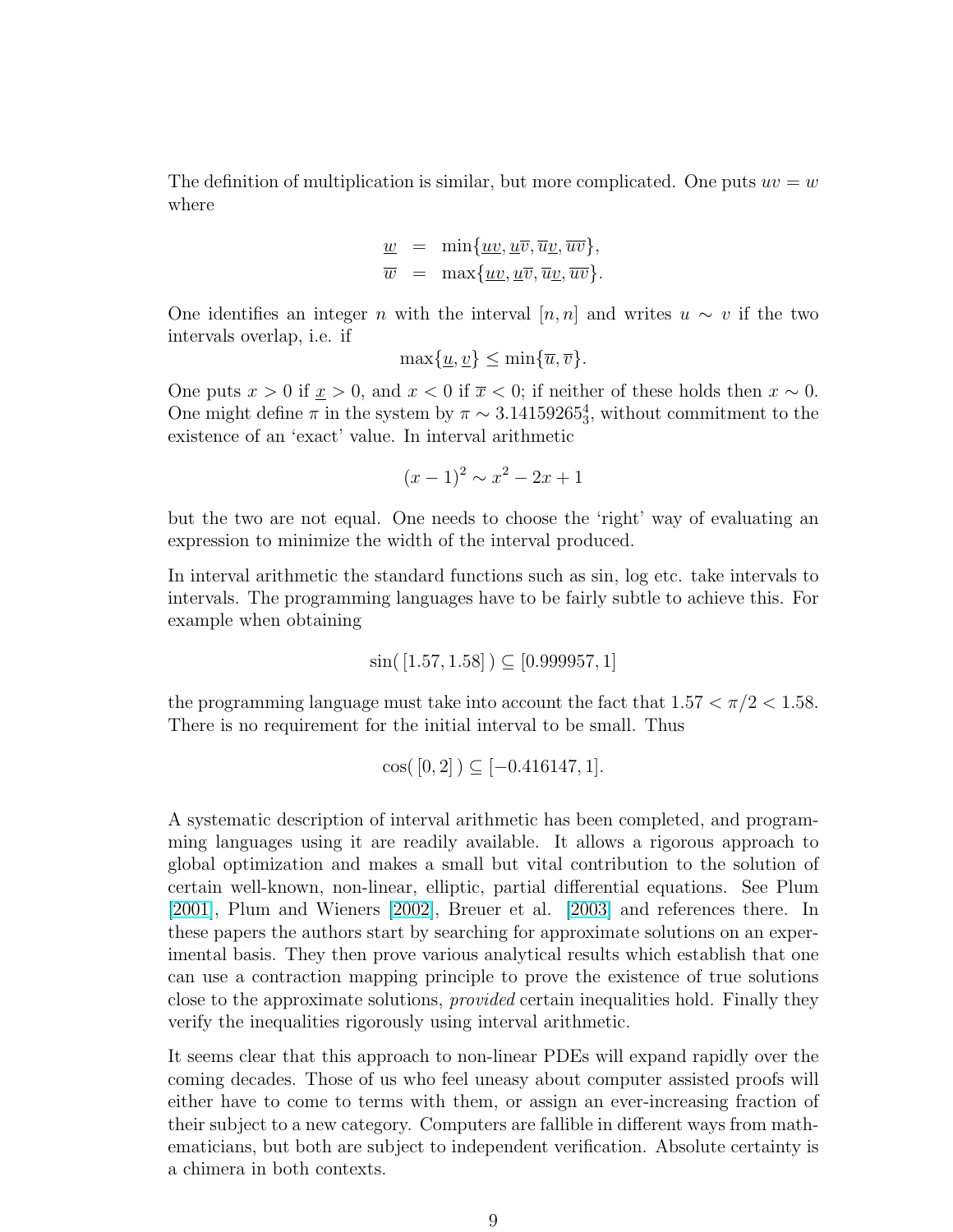The definition of multiplication is similar, but more complicated. One puts $uv = w$ where

$$
\begin{aligned}
\underline{w} &= \min\{\underline{u}\underline{v}, \underline{u}\overline{v}, \overline{u}\underline{v}, \overline{u}\overline{v}\}, \\
\overline{w} &= \max\{\underline{u}\underline{v}, \underline{u}\overline{v}, \overline{u}\underline{v}, \overline{u}\overline{v}\}.
\end{aligned}
$$

One identifies an integer $n$ with the interval $[n, n]$ and writes $u \sim v$ if the two intervals overlap, i.e. if

$$\max\{\underline{u}, \underline{v}\} \leq \min\{\overline{u}, \overline{v}\}.$$

One puts $x > 0$ if $\underline{x} > 0$, and $x < 0$ if $\overline{x} < 0$; if neither of these holds then $x \sim 0$. One might define $\pi$ in the system by $\pi \sim 3.14159265^4_3$, without commitment to the existence of an 'exact' value. In interval arithmetic

$$(x-1)^2 \sim x^2 - 2x + 1$$

but the two are not equal. One needs to choose the 'right' way of evaluating an expression to minimize the width of the interval produced.

In interval arithmetic the standard functions such as sin, log etc. take intervals to intervals. The programming languages have to be fairly subtle to achieve this. For example when obtaining

$$\sin(\,[1.57, 1.58]\,) \subseteq [0.999957, 1]$$

the programming language must take into account the fact that $1.57 < \pi/2 < 1.58$. There is no requirement for the initial interval to be small. Thus

$$\cos(\,[0, 2]\,) \subseteq [-0.416147, 1].$$

A systematic description of interval arithmetic has been completed, and programming languages using it are readily available. It allows a rigorous approach to global optimization and makes a small but vital contribution to the solution of certain well-known, non-linear, elliptic, partial differential equations. See Plum [2001], Plum and Wieners [2002], Breuer et al. [2003] and references there. In these papers the authors start by searching for approximate solutions on an experimental basis. They then prove various analytical results which establish that one can use a contraction mapping principle to prove the existence of true solutions close to the approximate solutions, *provided* certain inequalities hold. Finally they verify the inequalities rigorously using interval arithmetic.

It seems clear that this approach to non-linear PDEs will expand rapidly over the coming decades. Those of us who feel uneasy about computer assisted proofs will either have to come to terms with them, or assign an ever-increasing fraction of their subject to a new category. Computers are fallible in different ways from mathematicians, but both are subject to independent verification. Absolute certainty is a chimera in both contexts.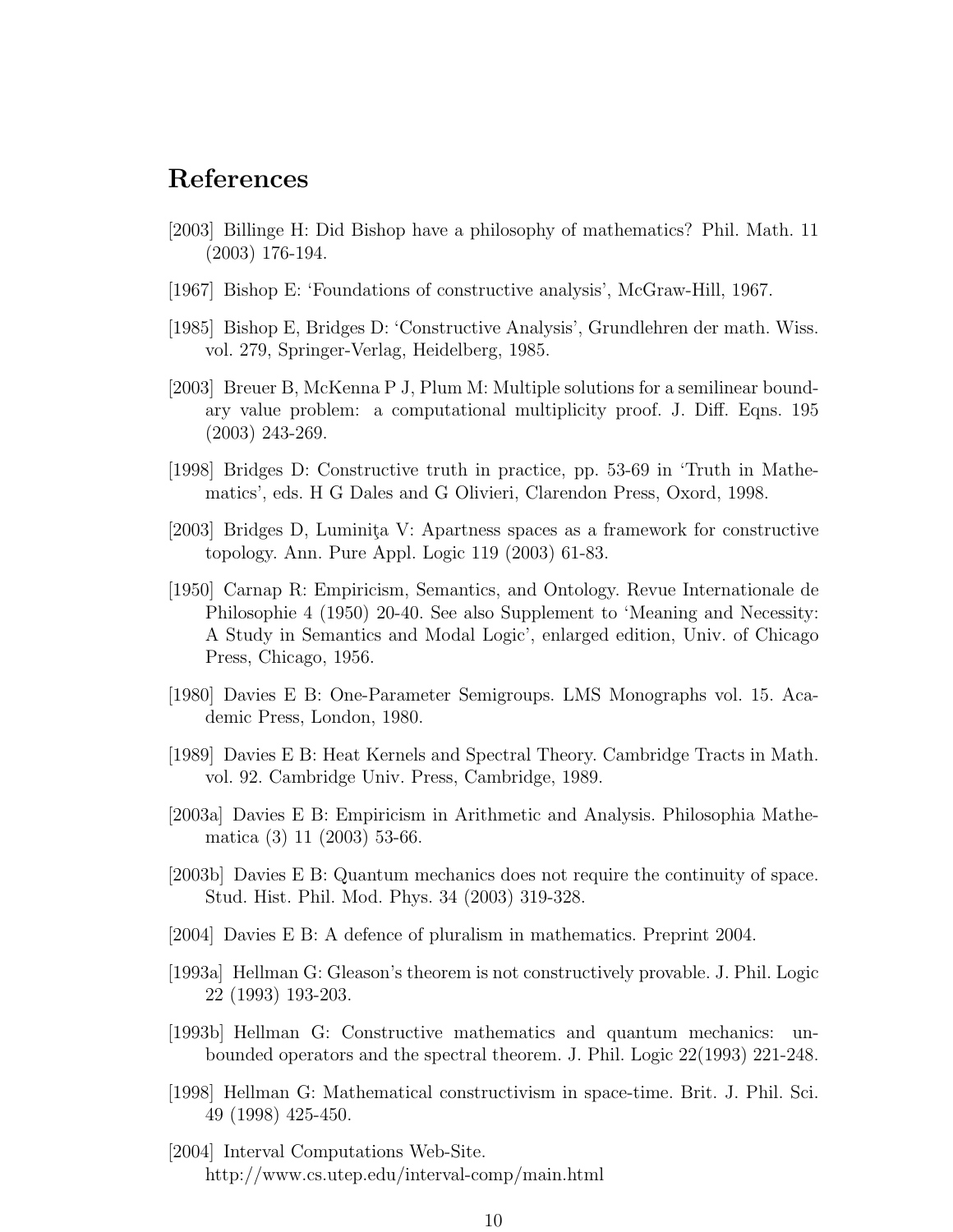## References

[2003] Billinge H: Did Bishop have a philosophy of mathematics? Phil. Math. 11 (2003) 176-194.

[1967] Bishop E: 'Foundations of constructive analysis', McGraw-Hill, 1967.

[1985] Bishop E, Bridges D: 'Constructive Analysis', Grundlehren der math. Wiss. vol. 279, Springer-Verlag, Heidelberg, 1985.

[2003] Breuer B, McKenna P J, Plum M: Multiple solutions for a semilinear boundary value problem: a computational multiplicity proof. J. Diff. Eqns. 195 (2003) 243-269.

[1998] Bridges D: Constructive truth in practice, pp. 53-69 in 'Truth in Mathematics', eds. H G Dales and G Olivieri, Clarendon Press, Oxord, 1998.

[2003] Bridges D, Luminiţa V: Apartness spaces as a framework for constructive topology. Ann. Pure Appl. Logic 119 (2003) 61-83.

[1950] Carnap R: Empiricism, Semantics, and Ontology. Revue Internationale de Philosophie 4 (1950) 20-40. See also Supplement to 'Meaning and Necessity: A Study in Semantics and Modal Logic', enlarged edition, Univ. of Chicago Press, Chicago, 1956.

[1980] Davies E B: One-Parameter Semigroups. LMS Monographs vol. 15. Academic Press, London, 1980.

[1989] Davies E B: Heat Kernels and Spectral Theory. Cambridge Tracts in Math. vol. 92. Cambridge Univ. Press, Cambridge, 1989.

[2003a] Davies E B: Empiricism in Arithmetic and Analysis. Philosophia Mathematica (3) 11 (2003) 53-66.

[2003b] Davies E B: Quantum mechanics does not require the continuity of space. Stud. Hist. Phil. Mod. Phys. 34 (2003) 319-328.

[2004] Davies E B: A defence of pluralism in mathematics. Preprint 2004.

[1993a] Hellman G: Gleason's theorem is not constructively provable. J. Phil. Logic 22 (1993) 193-203.

[1993b] Hellman G: Constructive mathematics and quantum mechanics: unbounded operators and the spectral theorem. J. Phil. Logic 22(1993) 221-248.

[1998] Hellman G: Mathematical constructivism in space-time. Brit. J. Phil. Sci. 49 (1998) 425-450.

[2004] Interval Computations Web-Site.
http://www.cs.utep.edu/interval-comp/main.html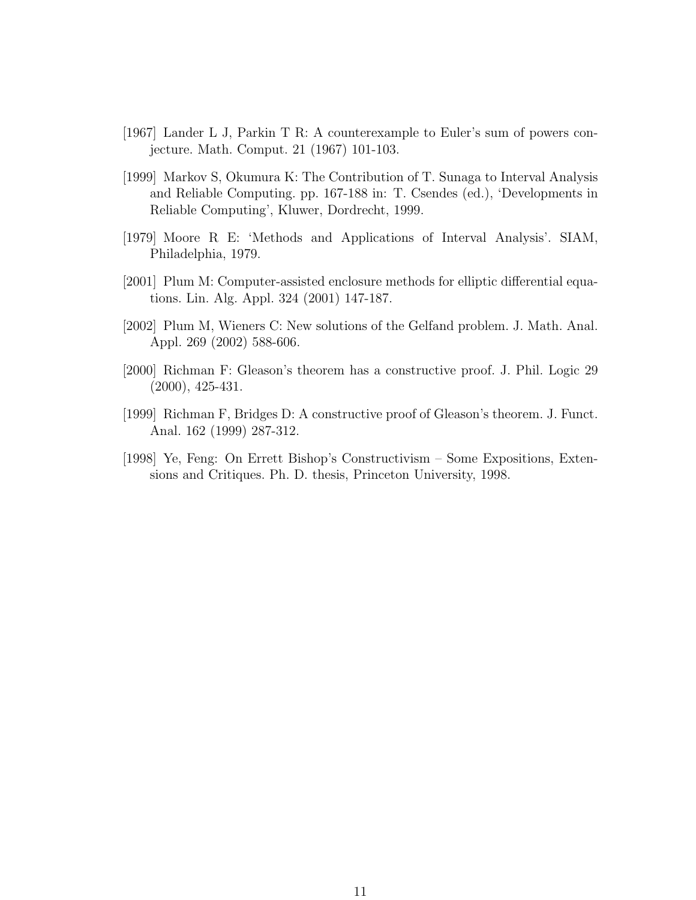[1967] Lander L J, Parkin T R: A counterexample to Euler's sum of powers conjecture. Math. Comput. 21 (1967) 101-103.

[1999] Markov S, Okumura K: The Contribution of T. Sunaga to Interval Analysis and Reliable Computing. pp. 167-188 in: T. Csendes (ed.), 'Developments in Reliable Computing', Kluwer, Dordrecht, 1999.

[1979] Moore R E: 'Methods and Applications of Interval Analysis'. SIAM, Philadelphia, 1979.

[2001] Plum M: Computer-assisted enclosure methods for elliptic differential equations. Lin. Alg. Appl. 324 (2001) 147-187.

[2002] Plum M, Wieners C: New solutions of the Gelfand problem. J. Math. Anal. Appl. 269 (2002) 588-606.

[2000] Richman F: Gleason's theorem has a constructive proof. J. Phil. Logic 29 (2000), 425-431.

[1999] Richman F, Bridges D: A constructive proof of Gleason's theorem. J. Funct. Anal. 162 (1999) 287-312.

[1998] Ye, Feng: On Errett Bishop's Constructivism – Some Expositions, Extensions and Critiques. Ph. D. thesis, Princeton University, 1998.